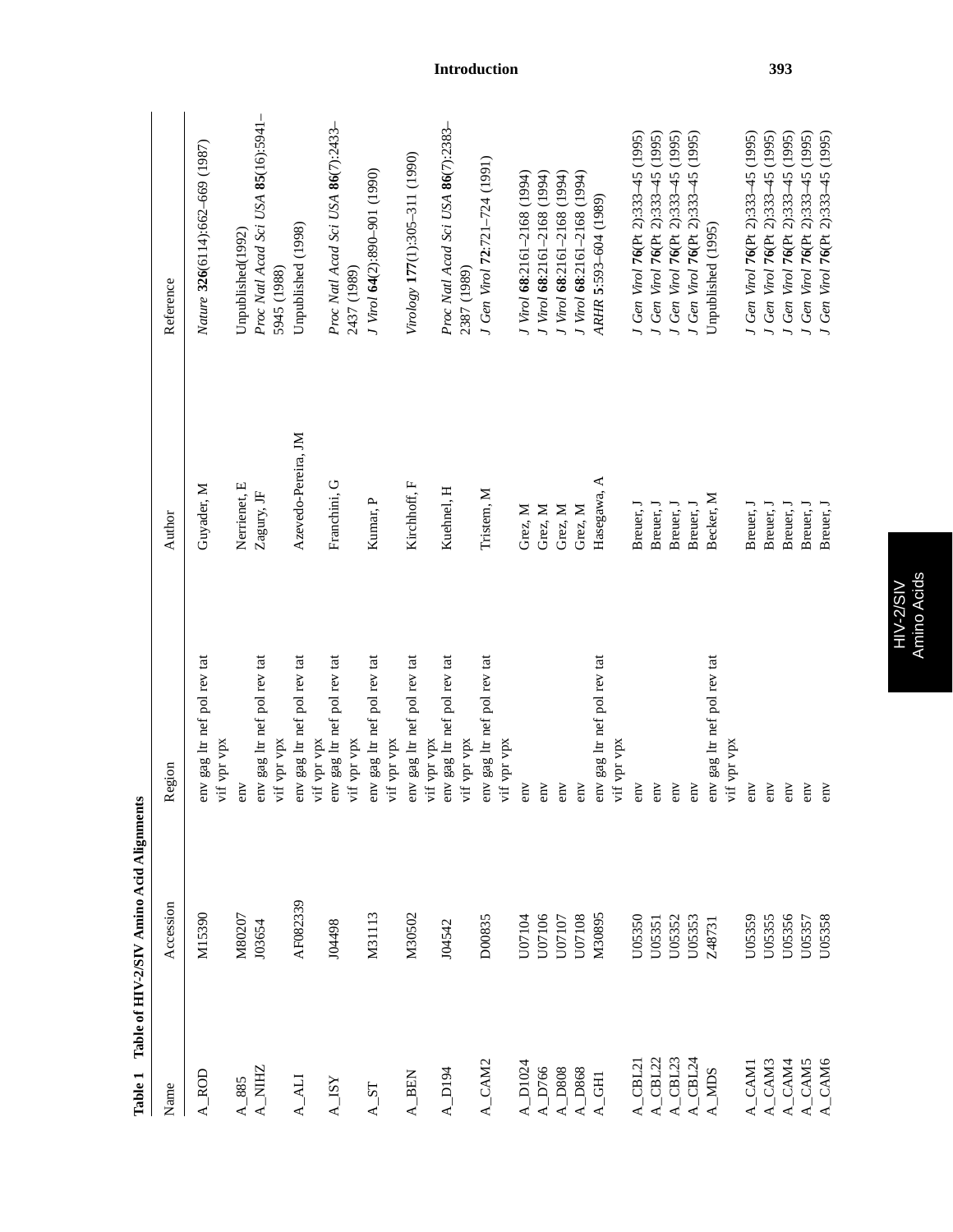**Table 1 Table of HIV-2/SIV Amino Acid Alignments**

| Name | Accession | Region | Author | Reference |
|---|---|---|---|---|
| A_ROD | M15390 | env gag ltr nef pol rev tat vif vpr vpx | Guyader, M | *Nature* **326**(6114):662–669 (1987) |
| A_885 | M80207 | env | Nerrienet, E | Unpublished(1992) |
| A_NIHZ | J03654 | env gag ltr nef pol rev tat vif vpr vpx | Zagury, JF | *Proc Natl Acad Sci USA* **85**(16):5941–5945 (1988) |
| A_ALI | AF082339 | env gag ltr nef pol rev tat vif vpr vpx | Azevedo-Pereira, JM | Unpublished (1998) |
| A_ISY | J04498 | env gag ltr nef pol rev tat vif vpr vpx | Franchini, G | *Proc Natl Acad Sci USA* **86**(7):2433–2437 (1989) |
| A_ST | M31113 | env gag ltr nef pol rev tat vif vpr vpx | Kumar, P | *J Virol* **64**(2):890–901 (1990) |
| A_BEN | M30502 | env gag ltr nef pol rev tat vif vpr vpx | Kirchhoff, F | *Virology* **177**(1):305–311 (1990) |
| A_D194 | J04542 | env gag ltr nef pol rev tat vif vpr vpx | Kuehnel, H | *Proc Natl Acad Sci USA* **86**(7):2383–2387 (1989) |
| A_CAM2 | D00835 | env gag ltr nef pol rev tat vif vpr vpx | Tristem, M | *J Gen Virol* **72**:721–724 (1991) |
| A_D1024 | U07104 | env | Grez, M | *J Virol* **68**:2161–2168 (1994) |
| A_D766 | U07106 | env | Grez, M | *J Virol* **68**:2161–2168 (1994) |
| A_D808 | U07107 | env | Grez, M | *J Virol* **68**:2161–2168 (1994) |
| A_D868 | U07108 | env | Grez, M | *J Virol* **68**:2161–2168 (1994) |
| A_GH1 | M30895 | env gag ltr nef pol rev tat vif vpr vpx | Hasegawa, A | *ARHR* **5**:593–604 (1989) |
| A_CBL21 | U05350 | env | Breuer, J | *J Gen Virol* **76**(Pt 2):333–45 (1995) |
| A_CBL22 | U05351 | env | Breuer, J | *J Gen Virol* **76**(Pt 2):333–45 (1995) |
| A_CBL23 | U05352 | env | Breuer, J | *J Gen Virol* **76**(Pt 2):333–45 (1995) |
| A_CBL24 | U05353 | env | Breuer, J | *J Gen Virol* **76**(Pt 2):333–45 (1995) |
| A_MDS | Z48731 | env gag ltr nef pol rev tat vif vpr vpx | Becker, M | Unpublished (1995) |
| A_CAM1 | U05359 | env | Breuer, J | *J Gen Virol* **76**(Pt 2):333–45 (1995) |
| A_CAM3 | U05355 | env | Breuer, J | *J Gen Virol* **76**(Pt 2):333–45 (1995) |
| A_CAM4 | U05356 | env | Breuer, J | *J Gen Virol* **76**(Pt 2):333–45 (1995) |
| A_CAM5 | U05357 | env | Breuer, J | *J Gen Virol* **76**(Pt 2):333–45 (1995) |
| A_CAM6 | U05358 | env | Breuer, J | *J Gen Virol* **76**(Pt 2):333–45 (1995) |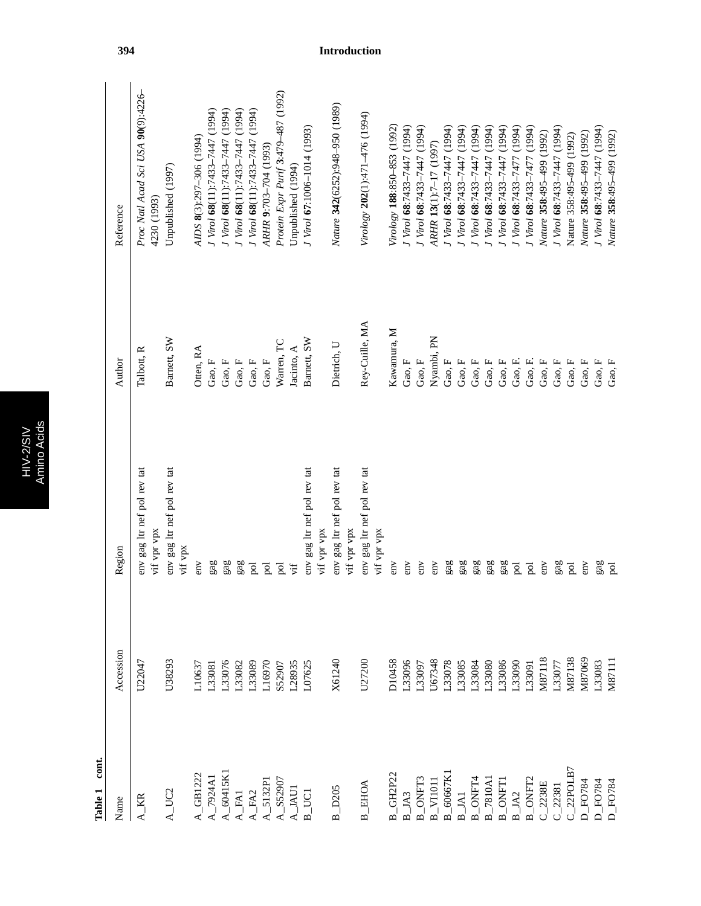**Table 1 cont.**

| Name | Accession | Region | Author | Reference |
|---|---|---|---|---|
| A_KR | U22047 | env gag ltr nef pol rev tat vif vpr vpx | Talbott, R | *Proc Natl Acad Sci USA* **90**(9):4226–4230 (1993) |
| A_UC2 | U38293 | env gag ltr nef pol rev tat vif vpx | Barnett, SW | Unpublished (1997) |
| A_GB1222 | L10637 | env | Otten, RA | *AIDS* **8**(3):297–306 (1994) |
| A_7924A1 | L33081 | gag | Gao, F | *J Virol* **68**(11):7433–7447 (1994) |
| A_60415K1 | L33076 | gag | Gao, F | *J Virol* **68**(11):7433–7447 (1994) |
| A_FA1 | L33082 | gag | Gao, F | *J Virol* **68**(11):7433–7447 (1994) |
| A_FA2 | L33089 | pol | Gao, F | *J Virol* **68**(11):7433–7447 (1994) |
| A_5132P1 | L16970 | pol | Gao, F | *ARHR* **9**:703–704 (1993) |
| A_S52907 | S52907 | pol | Warren, TC | *Protein Expr Purif* **3**:479–487 (1992) |
| A_JAU1 | L28935 | vif | Jacinto, A | Unpublished (1994) |
| B_UC1 | L07625 | env gag ltr nef pol rev tat vif vpr vpx | Barnett, SW | *J Virol* **67**:1006–1014 (1993) |
| B_D205 | X61240 | env gag ltr nef pol rev tat vif vpr vpx | Dietrich, U | *Nature* **342**(6252):948–950 (1989) |
| B_EHOA | U27200 | env gag ltr nef pol rev tat vif vpr vpx | Rey-Cuille, MA | *Virology* **202**(1):471–476 (1994) |
| B_GH2P22 | D10458 | env | Kawamura, M | *Virology* **188**:850–853 (1992) |
| B_JA3 | L33096 | env | Gao, F | *J Virol* **68**:7433–7447 (1994) |
| B_ONFT3 | L33097 | env | Gao, F | *J Virol* **68**:7433–7447 (1994) |
| B_VI1011 | U67348 | env | Nyambi, PN | *ARHR* **13**(1):7–17 (1997) |
| B_60667K1 | L33078 | gag | Gao, F | *J Virol* **68**:7433–7447 (1994) |
| B_JA1 | L33085 | gag | Gao, F | *J Virol* **68**:7433–7447 (1994) |
| B_ONFT4 | L33084 | gag | Gao, F | *J Virol* **68**:7433–7447 (1994) |
| B_7810A1 | L33080 | gag | Gao, F | *J Virol* **68**:7433–7447 (1994) |
| B_ONFT1 | L33086 | gag | Gao, F | *J Virol* **68**:7433–7447 (1994) |
| B_JA2 | L33090 | pol | Gao, F. | *J Virol* **68**:7433–7477 (1994) |
| B_ONFT2 | L33091 | pol | Gao, F. | *J Virol* **68**:7433–7477 (1994) |
| C_2238E | M87118 | env | Gao, F | *Nature* **358**:495–499 (1992) |
| C_22381 | L33077 | gag | Gao, F | *J Virol* **68**:7433–7447 (1994) |
| C_22POLB7 | M87138 | pol | Gao, F | Nature 358:495-499 (1992) |
| D_FO784 | M87069 | env | Gao, F | *Nature* **358**:495–499 (1992) |
| D_FO784 | L33083 | gag | Gao, F | *J Virol* **68**:7433–7447 (1994) |
| D_FO784 | M87111 | pol | Gao, F | *Nature* **358**:495–499 (1992) |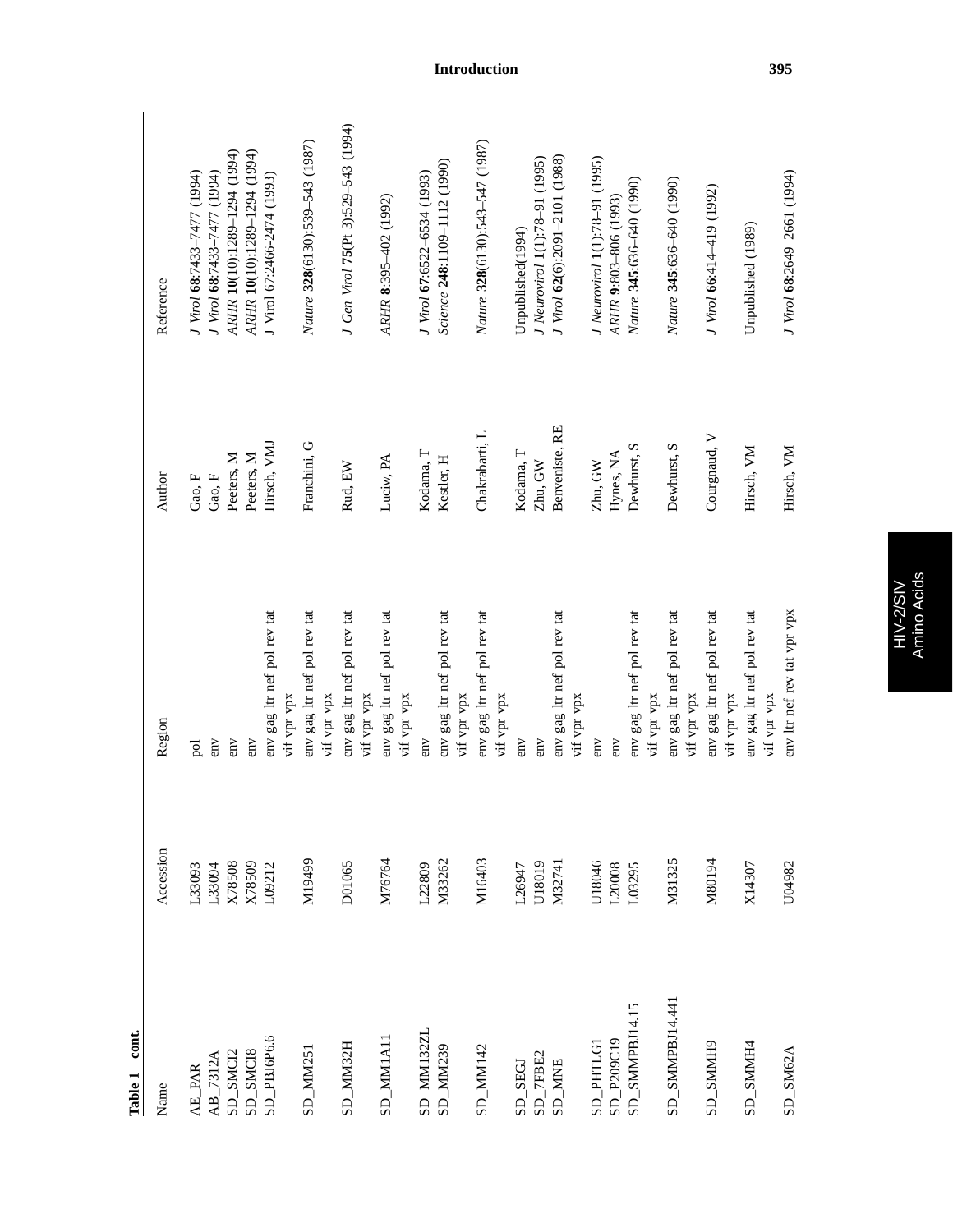**Table 1 cont.**

| Name | Accession | Region | Author | Reference |
|---|---|---|---|---|
| AE_PAR | L33093 | pol | Gao, F | *J Virol* **68**:7433–7477 (1994) |
| AB_7312A | L33094 | env | Gao, F | *J Virol* **68**:7433–7477 (1994) |
| SD_SMCI2 | X78508 | env | Peeters, M | *ARHR* **10**(10):1289–1294 (1994) |
| SD_SMCI8 | X78509 | env | Peeters, M | *ARHR* **10**(10):1289–1294 (1994) |
| SD_PBJ6P6.6 | L09212 | env gag ltr nef pol rev tat vif vpr vpx | Hirsch, VMJ | J Virol 67:2466–2474 (1993) |
| SD_MM251 | M19499 | env gag ltr nef pol rev tat vif vpr vpx | Franchini, G | *Nature* **328**(6130):539–543 (1987) |
| SD_MM32H | D01065 | env gag ltr nef pol rev tat vif vpr vpx | Rud, EW | *J Gen Virol* **75**(Pt 3):529–543 (1994) |
| SD_MM1A11 | M76764 | env gag ltr nef pol rev tat vif vpr vpx | Luciw, PA | *ARHR* **8**:395–402 (1992) |
| SD_MM132ZL | L22809 | env | Kodama, T | *J Virol* **67**:6522–6534 (1993) |
| SD_MM239 | M33262 | env gag ltr nef pol rev tat vif vpr vpx | Kestler, H | *Science* **248**:1109–1112 (1990) |
| SD_MM142 | M16403 | env gag ltr nef pol rev tat vif vpr vpx | Chakrabarti, L | *Nature* **328**(6130):543–547 (1987) |
| SD_SEGJ | L26947 | env | Kodama, T | Unpublished(1994) |
| SD_7FBE2 | U18019 | env | Zhu, GW | *J Neurovirol* **1**(1):78–91 (1995) |
| SD_MNE | M32741 | env gag ltr nef pol rev tat vif vpr vpx | Benveniste, RE | *J Virol* **62**(6):2091–2101 (1988) |
| SD_PHTLG1 | U18046 | env | Zhu, GW | *J Neurovirol* **1**(1):78–91 (1995) |
| SD_P209C19 | L20008 | env | Hynes, NA | *ARHR* **9**:803–806 (1993) |
| SD_SMMPBJ14.15 | L03295 | env gag ltr nef pol rev tat vif vpr vpx | Dewhurst, S | *Nature* **345**:636–640 (1990) |
| SD_SMMPBJ14.441 | M31325 | env gag ltr nef pol rev tat vif vpr vpx | Dewhurst, S | *Nature* **345**:636–640 (1990) |
| SD_SMMH9 | M80194 | env gag ltr nef pol rev tat vif vpr vpx | Courgnaud, V | *J Virol* **66**:414–419 (1992) |
| SD_SMMH4 | X14307 | env gag ltr nef pol rev tat vif vpr vpx | Hirsch, VM | Unpublished (1989) |
| SD_SM62A | U04982 | env ltr nef rev tat vpr vpx | Hirsch, VM | *J Virol* **68**:2649–2661 (1994) |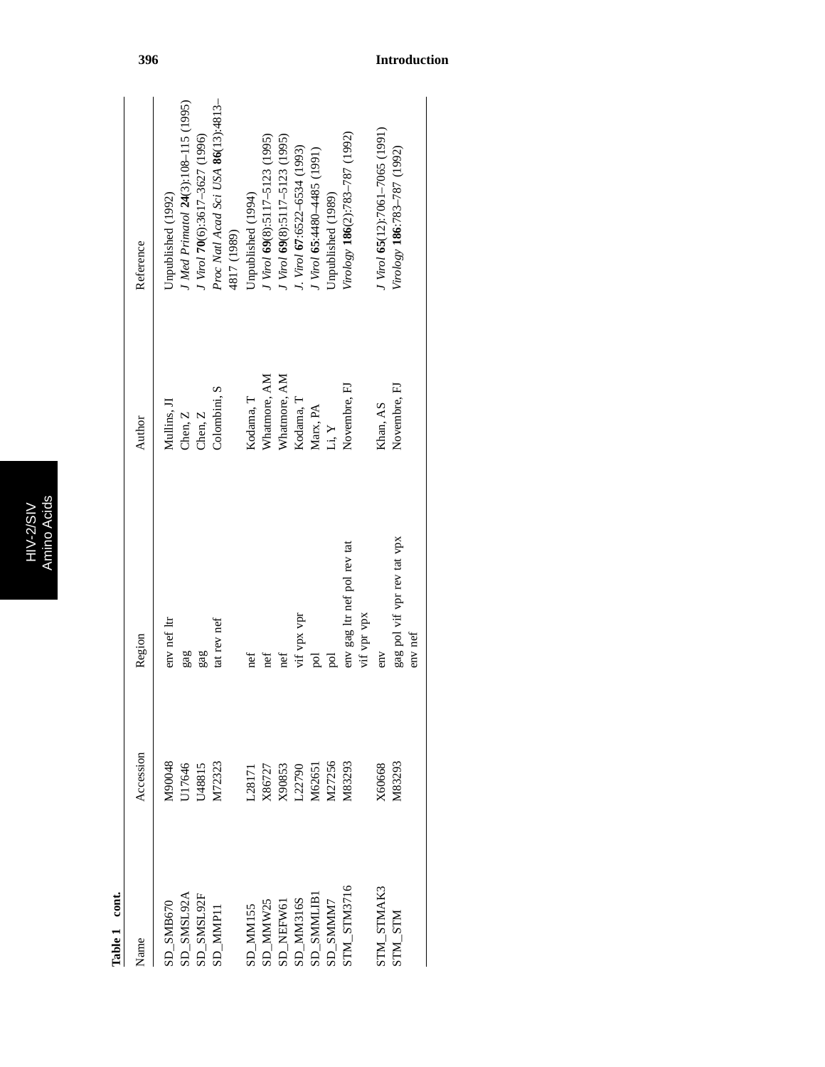**Table 1 cont.**

| Name | Accession | Region | Author | Reference |
|---|---|---|---|---|
| SD_SMB670 | M90048 | env nef ltr | Mullins, JI | Unpublished (1992) |
| SD_SMSL92A | U17646 | gag | Chen, Z | *J Med Primatol* **24**(3):108–115 (1995) |
| SD_SMSL92F | U48815 | gag | Chen, Z | *J Virol* **70**(6):3617–3627 (1996) |
| SD_MMP11 | M72323 | tat rev nef | Colombini, S | *Proc Natl Acad Sci USA* **86**(13):4813–4817 (1989) |
| SD_MM155 | L28171 | nef | Kodama, T | Unpublished (1994) |
| SD_MMW25 | X86727 | nef | Whatmore, AM | *J Virol* **69**(8):5117–5123 (1995) |
| SD_NEFW61 | X90853 | nef | Whatmore, AM | *J Virol* **69**(8):5117–5123 (1995) |
| SD_MM316S | L22790 | vif vpx vpr | Kodama, T | *J. Virol* **67**:6522–6534 (1993) |
| SD_SMMLIB1 | M62651 | pol | Marx, PA | *J Virol* **65**:4480–4485 (1991) |
| SD_SMMM7 | M27256 | pol | Li, Y | Unpublished (1989) |
| STM_STM3716 | M83293 | env gag ltr nef pol rev tat vif vpr vpx | Novembre, FJ | *Virology* **186**(2):783–787 (1992) |
| STM_STMAK3 | X60668 | env | Khan, AS | *J Virol* **65**(12):7061–7065 (1991) |
| STM_STM | M83293 | gag pol vif vpr rev tat vpx env nef | Novembre, FJ | *Virology* **186**:783–787 (1992) |